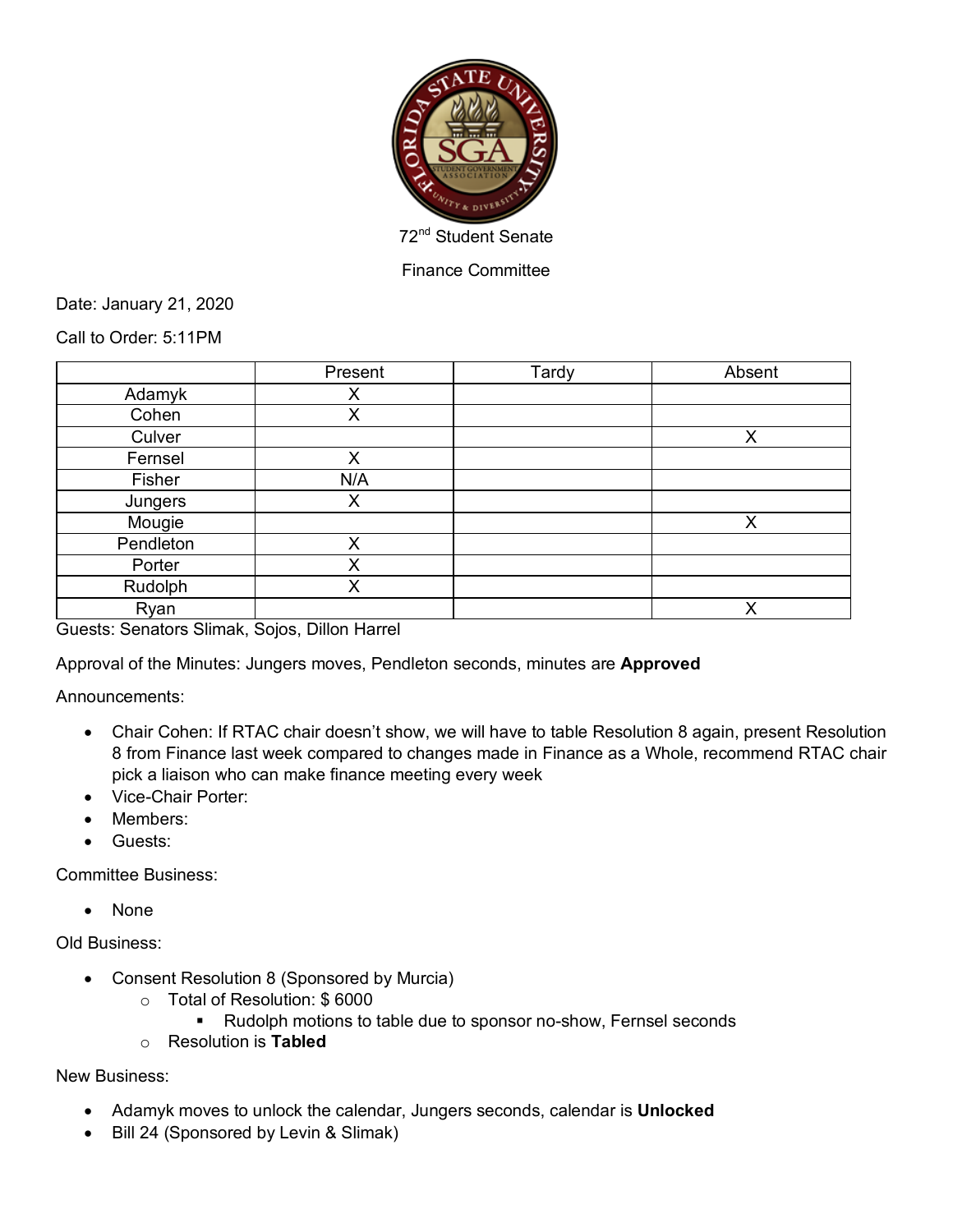72nd Student Senate

Finance Committee

Date: January 21, 2020

Call to Order: 5:11PM

| | Present | Tardy | Absent |
|---|---|---|---|
| Adamyk | X | | |
| Cohen | X | | |
| Culver | | | X |
| Fernsel | X | | |
| Fisher | N/A | | |
| Jungers | X | | |
| Mougie | | | X |
| Pendleton | X | | |
| Porter | X | | |
| Rudolph | X | | |
| Ryan | | | X |

Guests: Senators Slimak, Sojos, Dillon Harrel

Approval of the Minutes: Jungers moves, Pendleton seconds, minutes are **Approved**

Announcements:

- Chair Cohen: If RTAC chair doesn't show, we will have to table Resolution 8 again, present Resolution 8 from Finance last week compared to changes made in Finance as a Whole, recommend RTAC chair pick a liaison who can make finance meeting every week
- Vice-Chair Porter:
- Members:
- Guests:

Committee Business:

- None

Old Business:

- Consent Resolution 8 (Sponsored by Murcia)
  - Total of Resolution: $ 6000
    - Rudolph motions to table due to sponsor no-show, Fernsel seconds
  - Resolution is **Tabled**

New Business:

- Adamyk moves to unlock the calendar, Jungers seconds, calendar is **Unlocked**
- Bill 24 (Sponsored by Levin & Slimak)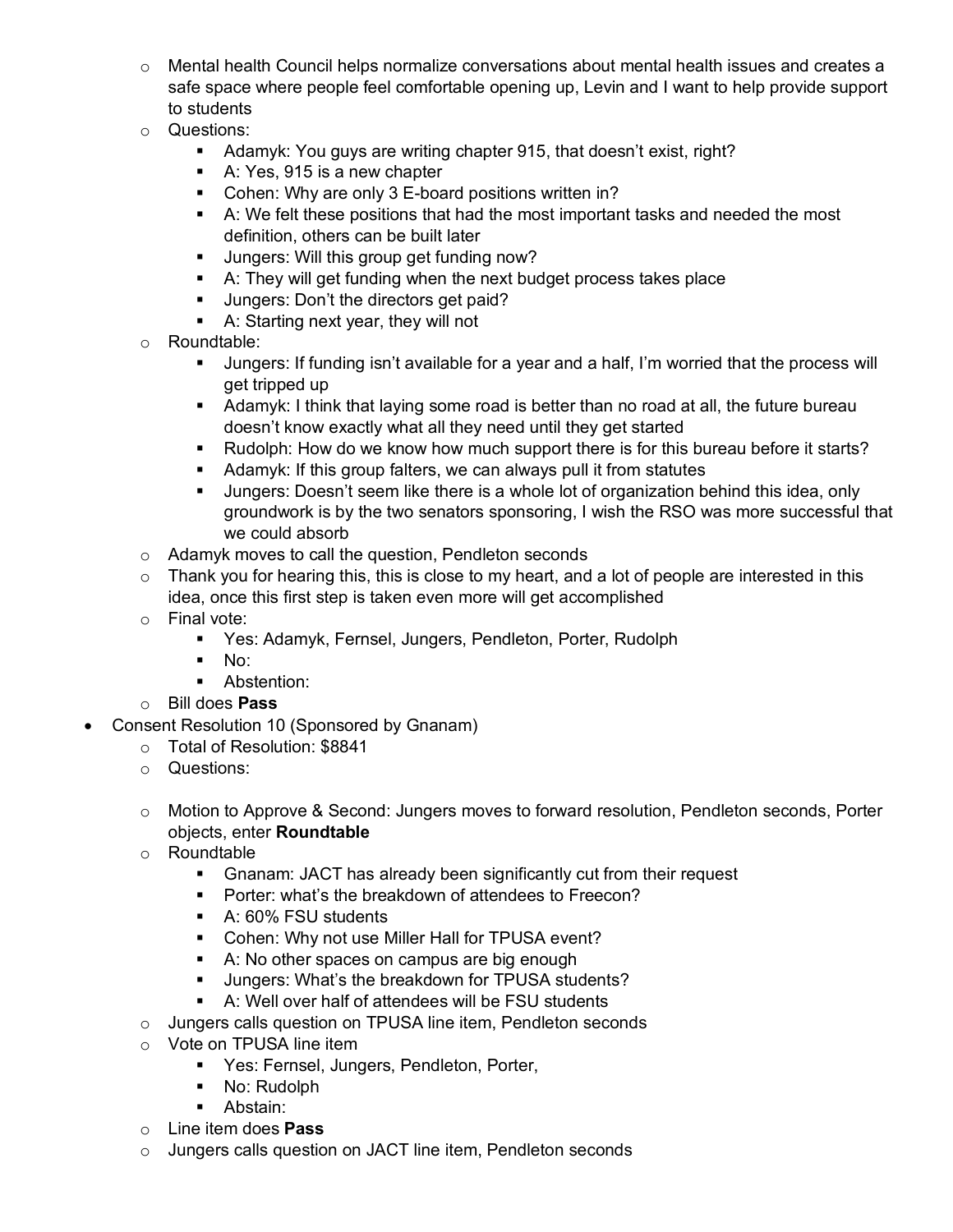- Mental health Council helps normalize conversations about mental health issues and creates a safe space where people feel comfortable opening up, Levin and I want to help provide support to students
- Questions:
  - Adamyk: You guys are writing chapter 915, that doesn't exist, right?
  - A: Yes, 915 is a new chapter
  - Cohen: Why are only 3 E-board positions written in?
  - A: We felt these positions that had the most important tasks and needed the most definition, others can be built later
  - Jungers: Will this group get funding now?
  - A: They will get funding when the next budget process takes place
  - Jungers: Don't the directors get paid?
  - A: Starting next year, they will not
- Roundtable:
  - Jungers: If funding isn't available for a year and a half, I'm worried that the process will get tripped up
  - Adamyk: I think that laying some road is better than no road at all, the future bureau doesn't know exactly what all they need until they get started
  - Rudolph: How do we know how much support there is for this bureau before it starts?
  - Adamyk: If this group falters, we can always pull it from statutes
  - Jungers: Doesn't seem like there is a whole lot of organization behind this idea, only groundwork is by the two senators sponsoring, I wish the RSO was more successful that we could absorb
- Adamyk moves to call the question, Pendleton seconds
- Thank you for hearing this, this is close to my heart, and a lot of people are interested in this idea, once this first step is taken even more will get accomplished
- Final vote:
  - Yes: Adamyk, Fernsel, Jungers, Pendleton, Porter, Rudolph
  - No:
  - Abstention:
- Bill does **Pass**

- Consent Resolution 10 (Sponsored by Gnanam)
  - Total of Resolution: $8841
  - Questions:
  - Motion to Approve & Second: Jungers moves to forward resolution, Pendleton seconds, Porter objects, enter **Roundtable**
  - Roundtable
    - Gnanam: JACT has already been significantly cut from their request
    - Porter: what's the breakdown of attendees to Freecon?
    - A: 60% FSU students
    - Cohen: Why not use Miller Hall for TPUSA event?
    - A: No other spaces on campus are big enough
    - Jungers: What's the breakdown for TPUSA students?
    - A: Well over half of attendees will be FSU students
  - Jungers calls question on TPUSA line item, Pendleton seconds
  - Vote on TPUSA line item
    - Yes: Fernsel, Jungers, Pendleton, Porter,
    - No: Rudolph
    - Abstain:
  - Line item does **Pass**
  - Jungers calls question on JACT line item, Pendleton seconds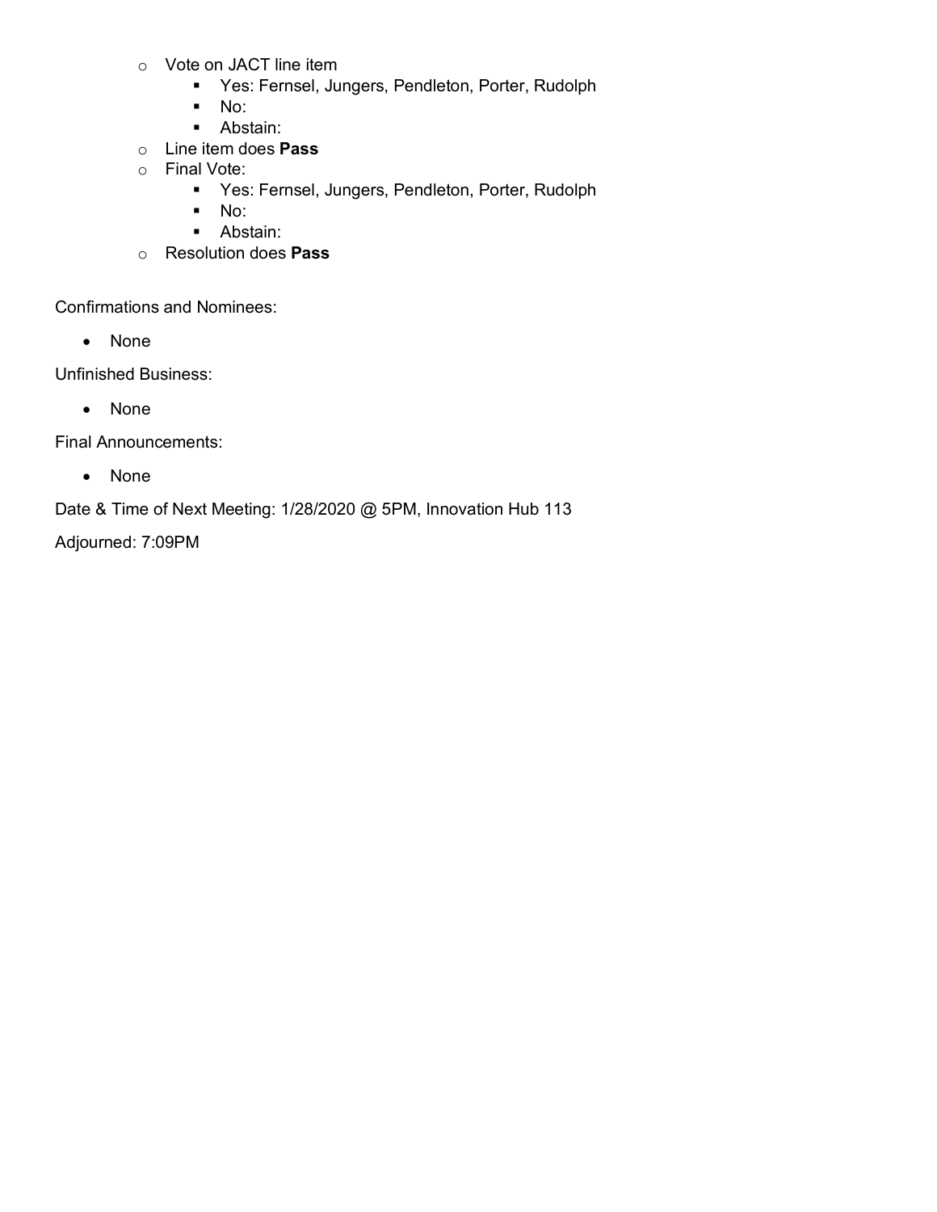- Vote on JACT line item
  - Yes: Fernsel, Jungers, Pendleton, Porter, Rudolph
  - No:
  - Abstain:
- Line item does **Pass**
- Final Vote:
  - Yes: Fernsel, Jungers, Pendleton, Porter, Rudolph
  - No:
  - Abstain:
- Resolution does **Pass**

Confirmations and Nominees:

- None

Unfinished Business:

- None

Final Announcements:

- None

Date & Time of Next Meeting: 1/28/2020 @ 5PM, Innovation Hub 113

Adjourned: 7:09PM